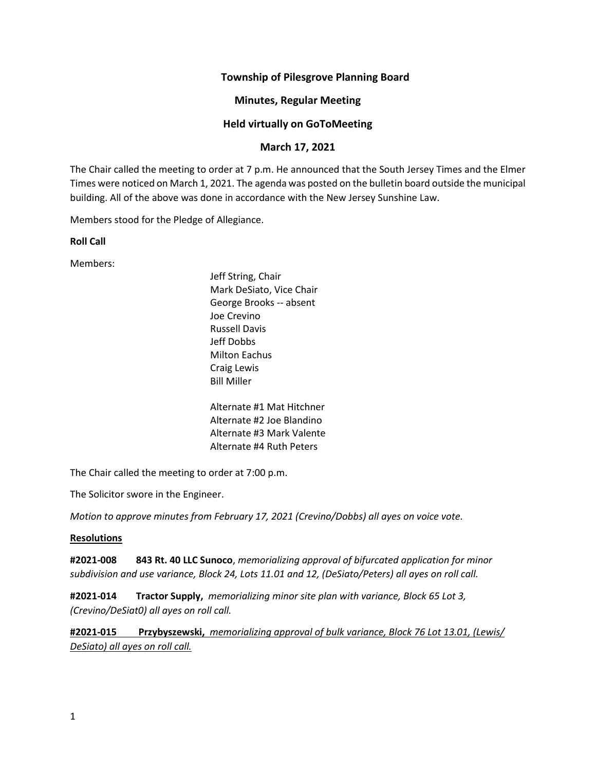**Township of Pilesgrove Planning Board**

**Minutes, Regular Meeting**

**Held virtually on GoToMeeting**

**March 17, 2021**

The Chair called the meeting to order at 7 p.m. He announced that the South Jersey Times and the Elmer Times were noticed on March 1, 2021. The agenda was posted on the bulletin board outside the municipal building. All of the above was done in accordance with the New Jersey Sunshine Law.

Members stood for the Pledge of Allegiance.

**Roll Call**

Members:

Jeff String, Chair
Mark DeSiato, Vice Chair
George Brooks -- absent
Joe Crevino
Russell Davis
Jeff Dobbs
Milton Eachus
Craig Lewis
Bill Miller

Alternate #1 Mat Hitchner
Alternate #2 Joe Blandino
Alternate #3 Mark Valente
Alternate #4 Ruth Peters

The Chair called the meeting to order at 7:00 p.m.

The Solicitor swore in the Engineer.

*Motion to approve minutes from February 17, 2021 (Crevino/Dobbs) all ayes on voice vote.*

**Resolutions**

**#2021-008 843 Rt. 40 LLC Sunoco**, *memorializing approval of bifurcated application for minor subdivision and use variance, Block 24, Lots 11.01 and 12, (DeSiato/Peters) all ayes on roll call.*

**#2021-014 Tractor Supply,** *memorializing minor site plan with variance, Block 65 Lot 3, (Crevino/DeSiat0) all ayes on roll call.*

**#2021-015 Przybyszewski,** *memorializing approval of bulk variance, Block 76 Lot 13.01, (Lewis/ DeSiato) all ayes on roll call.*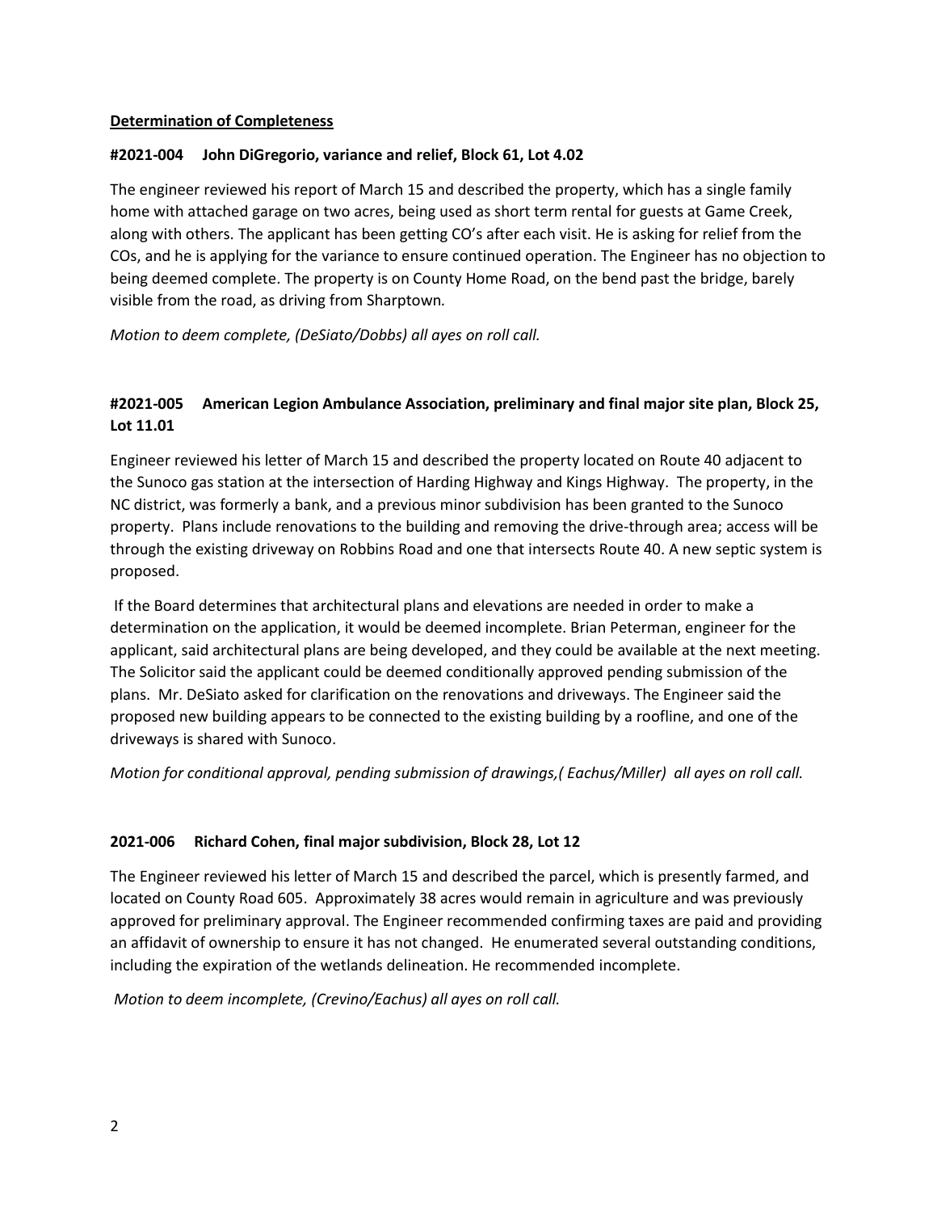**Determination of Completeness**

**#2021-004 John DiGregorio, variance and relief, Block 61, Lot 4.02**

The engineer reviewed his report of March 15 and described the property, which has a single family home with attached garage on two acres, being used as short term rental for guests at Game Creek, along with others. The applicant has been getting CO's after each visit. He is asking for relief from the COs, and he is applying for the variance to ensure continued operation. The Engineer has no objection to being deemed complete. The property is on County Home Road, on the bend past the bridge, barely visible from the road, as driving from Sharptown.

*Motion to deem complete, (DeSiato/Dobbs) all ayes on roll call.*

**#2021-005 American Legion Ambulance Association, preliminary and final major site plan, Block 25, Lot 11.01**

Engineer reviewed his letter of March 15 and described the property located on Route 40 adjacent to the Sunoco gas station at the intersection of Harding Highway and Kings Highway. The property, in the NC district, was formerly a bank, and a previous minor subdivision has been granted to the Sunoco property. Plans include renovations to the building and removing the drive-through area; access will be through the existing driveway on Robbins Road and one that intersects Route 40. A new septic system is proposed.

If the Board determines that architectural plans and elevations are needed in order to make a determination on the application, it would be deemed incomplete. Brian Peterman, engineer for the applicant, said architectural plans are being developed, and they could be available at the next meeting. The Solicitor said the applicant could be deemed conditionally approved pending submission of the plans. Mr. DeSiato asked for clarification on the renovations and driveways. The Engineer said the proposed new building appears to be connected to the existing building by a roofline, and one of the driveways is shared with Sunoco.

*Motion for conditional approval, pending submission of drawings,( Eachus/Miller) all ayes on roll call.*

**2021-006 Richard Cohen, final major subdivision, Block 28, Lot 12**

The Engineer reviewed his letter of March 15 and described the parcel, which is presently farmed, and located on County Road 605. Approximately 38 acres would remain in agriculture and was previously approved for preliminary approval. The Engineer recommended confirming taxes are paid and providing an affidavit of ownership to ensure it has not changed. He enumerated several outstanding conditions, including the expiration of the wetlands delineation. He recommended incomplete.

*Motion to deem incomplete, (Crevino/Eachus) all ayes on roll call.*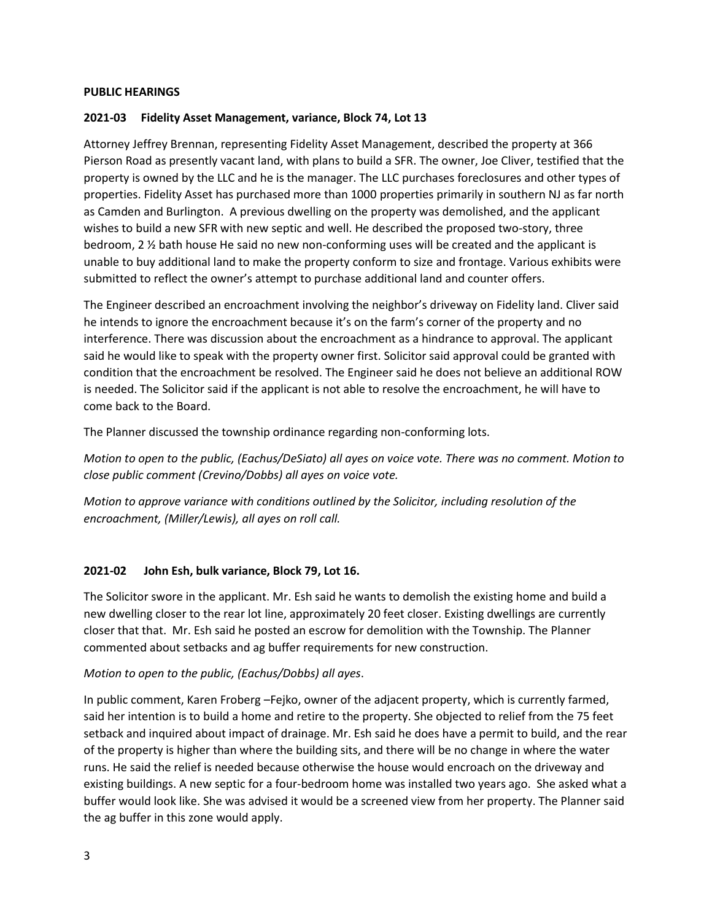**PUBLIC HEARINGS**

**2021-03 Fidelity Asset Management, variance, Block 74, Lot 13**

Attorney Jeffrey Brennan, representing Fidelity Asset Management, described the property at 366 Pierson Road as presently vacant land, with plans to build a SFR. The owner, Joe Cliver, testified that the property is owned by the LLC and he is the manager. The LLC purchases foreclosures and other types of properties. Fidelity Asset has purchased more than 1000 properties primarily in southern NJ as far north as Camden and Burlington. A previous dwelling on the property was demolished, and the applicant wishes to build a new SFR with new septic and well. He described the proposed two-story, three bedroom, 2 ½ bath house He said no new non-conforming uses will be created and the applicant is unable to buy additional land to make the property conform to size and frontage. Various exhibits were submitted to reflect the owner's attempt to purchase additional land and counter offers.

The Engineer described an encroachment involving the neighbor's driveway on Fidelity land. Cliver said he intends to ignore the encroachment because it's on the farm's corner of the property and no interference. There was discussion about the encroachment as a hindrance to approval. The applicant said he would like to speak with the property owner first. Solicitor said approval could be granted with condition that the encroachment be resolved. The Engineer said he does not believe an additional ROW is needed. The Solicitor said if the applicant is not able to resolve the encroachment, he will have to come back to the Board.

The Planner discussed the township ordinance regarding non-conforming lots.

*Motion to open to the public, (Eachus/DeSiato) all ayes on voice vote. There was no comment. Motion to close public comment (Crevino/Dobbs) all ayes on voice vote.*

*Motion to approve variance with conditions outlined by the Solicitor, including resolution of the encroachment, (Miller/Lewis), all ayes on roll call.*

**2021-02 John Esh, bulk variance, Block 79, Lot 16.**

The Solicitor swore in the applicant. Mr. Esh said he wants to demolish the existing home and build a new dwelling closer to the rear lot line, approximately 20 feet closer. Existing dwellings are currently closer that that. Mr. Esh said he posted an escrow for demolition with the Township. The Planner commented about setbacks and ag buffer requirements for new construction.

*Motion to open to the public, (Eachus/Dobbs) all ayes*.

In public comment, Karen Froberg –Fejko, owner of the adjacent property, which is currently farmed, said her intention is to build a home and retire to the property. She objected to relief from the 75 feet setback and inquired about impact of drainage. Mr. Esh said he does have a permit to build, and the rear of the property is higher than where the building sits, and there will be no change in where the water runs. He said the relief is needed because otherwise the house would encroach on the driveway and existing buildings. A new septic for a four-bedroom home was installed two years ago. She asked what a buffer would look like. She was advised it would be a screened view from her property. The Planner said the ag buffer in this zone would apply.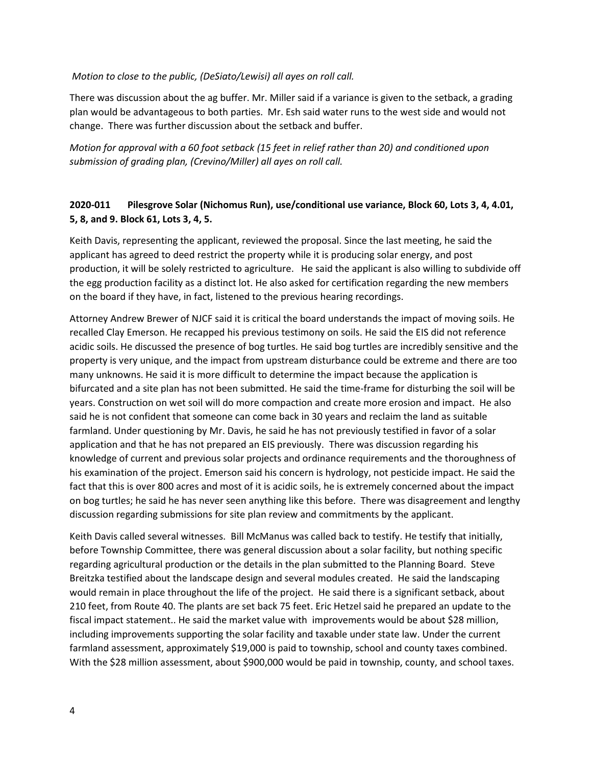*Motion to close to the public, (DeSiato/Lewisi) all ayes on roll call.*

There was discussion about the ag buffer. Mr. Miller said if a variance is given to the setback, a grading plan would be advantageous to both parties. Mr. Esh said water runs to the west side and would not change. There was further discussion about the setback and buffer.

*Motion for approval with a 60 foot setback (15 feet in relief rather than 20) and conditioned upon submission of grading plan, (Crevino/Miller) all ayes on roll call.*

**2020-011 Pilesgrove Solar (Nichomus Run), use/conditional use variance, Block 60, Lots 3, 4, 4.01, 5, 8, and 9. Block 61, Lots 3, 4, 5.**

Keith Davis, representing the applicant, reviewed the proposal. Since the last meeting, he said the applicant has agreed to deed restrict the property while it is producing solar energy, and post production, it will be solely restricted to agriculture. He said the applicant is also willing to subdivide off the egg production facility as a distinct lot. He also asked for certification regarding the new members on the board if they have, in fact, listened to the previous hearing recordings.

Attorney Andrew Brewer of NJCF said it is critical the board understands the impact of moving soils. He recalled Clay Emerson. He recapped his previous testimony on soils. He said the EIS did not reference acidic soils. He discussed the presence of bog turtles. He said bog turtles are incredibly sensitive and the property is very unique, and the impact from upstream disturbance could be extreme and there are too many unknowns. He said it is more difficult to determine the impact because the application is bifurcated and a site plan has not been submitted. He said the time-frame for disturbing the soil will be years. Construction on wet soil will do more compaction and create more erosion and impact. He also said he is not confident that someone can come back in 30 years and reclaim the land as suitable farmland. Under questioning by Mr. Davis, he said he has not previously testified in favor of a solar application and that he has not prepared an EIS previously. There was discussion regarding his knowledge of current and previous solar projects and ordinance requirements and the thoroughness of his examination of the project. Emerson said his concern is hydrology, not pesticide impact. He said the fact that this is over 800 acres and most of it is acidic soils, he is extremely concerned about the impact on bog turtles; he said he has never seen anything like this before. There was disagreement and lengthy discussion regarding submissions for site plan review and commitments by the applicant.

Keith Davis called several witnesses. Bill McManus was called back to testify. He testify that initially, before Township Committee, there was general discussion about a solar facility, but nothing specific regarding agricultural production or the details in the plan submitted to the Planning Board. Steve Breitzka testified about the landscape design and several modules created. He said the landscaping would remain in place throughout the life of the project. He said there is a significant setback, about 210 feet, from Route 40. The plants are set back 75 feet. Eric Hetzel said he prepared an update to the fiscal impact statement.. He said the market value with improvements would be about $28 million, including improvements supporting the solar facility and taxable under state law. Under the current farmland assessment, approximately $19,000 is paid to township, school and county taxes combined. With the $28 million assessment, about $900,000 would be paid in township, county, and school taxes.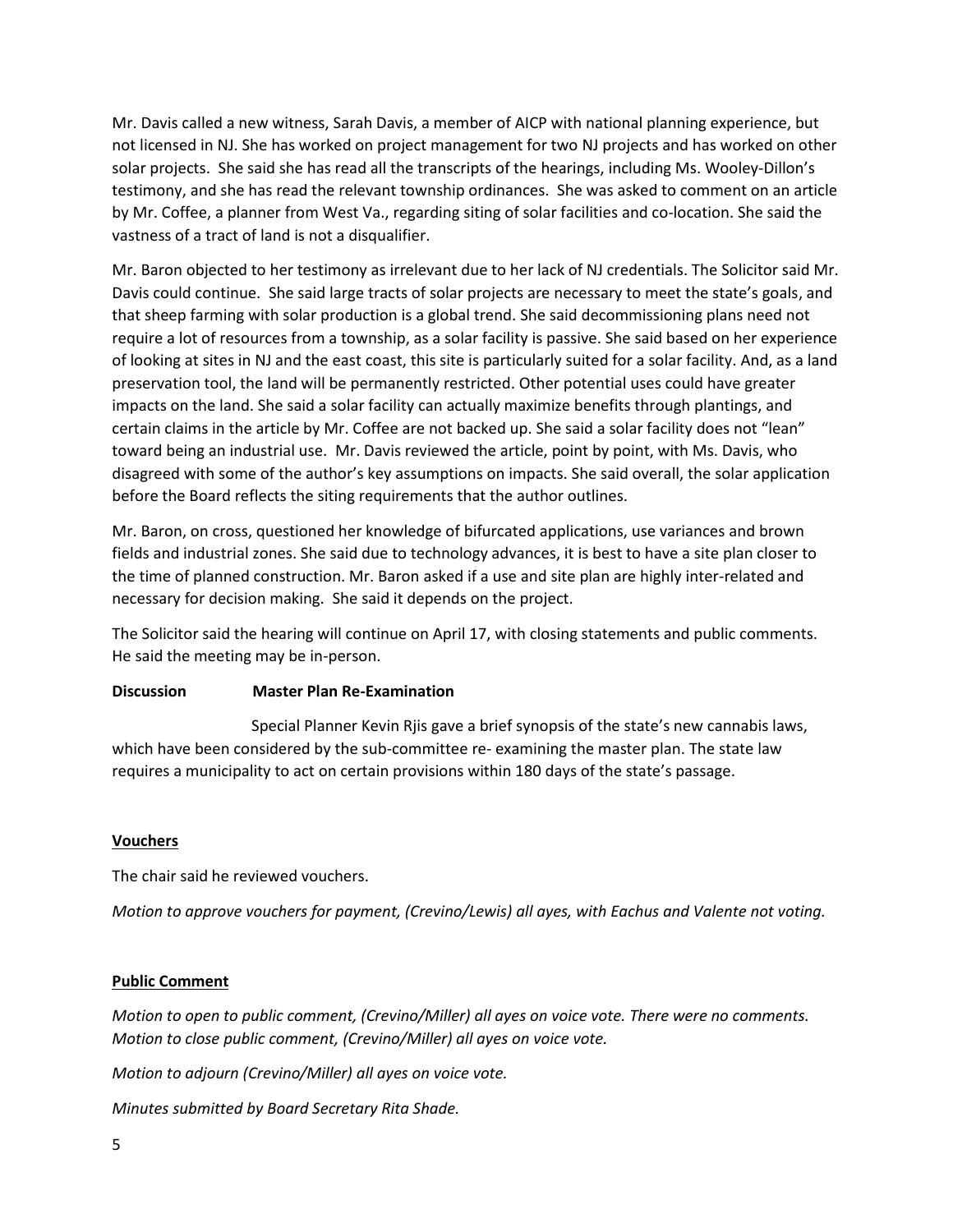Mr. Davis called a new witness, Sarah Davis, a member of AICP with national planning experience, but not licensed in NJ. She has worked on project management for two NJ projects and has worked on other solar projects. She said she has read all the transcripts of the hearings, including Ms. Wooley-Dillon's testimony, and she has read the relevant township ordinances. She was asked to comment on an article by Mr. Coffee, a planner from West Va., regarding siting of solar facilities and co-location. She said the vastness of a tract of land is not a disqualifier.

Mr. Baron objected to her testimony as irrelevant due to her lack of NJ credentials. The Solicitor said Mr. Davis could continue. She said large tracts of solar projects are necessary to meet the state's goals, and that sheep farming with solar production is a global trend. She said decommissioning plans need not require a lot of resources from a township, as a solar facility is passive. She said based on her experience of looking at sites in NJ and the east coast, this site is particularly suited for a solar facility. And, as a land preservation tool, the land will be permanently restricted. Other potential uses could have greater impacts on the land. She said a solar facility can actually maximize benefits through plantings, and certain claims in the article by Mr. Coffee are not backed up. She said a solar facility does not "lean" toward being an industrial use. Mr. Davis reviewed the article, point by point, with Ms. Davis, who disagreed with some of the author's key assumptions on impacts. She said overall, the solar application before the Board reflects the siting requirements that the author outlines.

Mr. Baron, on cross, questioned her knowledge of bifurcated applications, use variances and brown fields and industrial zones. She said due to technology advances, it is best to have a site plan closer to the time of planned construction. Mr. Baron asked if a use and site plan are highly inter-related and necessary for decision making. She said it depends on the project.

The Solicitor said the hearing will continue on April 17, with closing statements and public comments. He said the meeting may be in-person.

**Discussion Master Plan Re-Examination**

Special Planner Kevin Rjis gave a brief synopsis of the state's new cannabis laws, which have been considered by the sub-committee re- examining the master plan. The state law requires a municipality to act on certain provisions within 180 days of the state's passage.

**Vouchers**

The chair said he reviewed vouchers.

*Motion to approve vouchers for payment, (Crevino/Lewis) all ayes, with Eachus and Valente not voting.*

**Public Comment**

*Motion to open to public comment, (Crevino/Miller) all ayes on voice vote. There were no comments. Motion to close public comment, (Crevino/Miller) all ayes on voice vote.*

*Motion to adjourn (Crevino/Miller) all ayes on voice vote.*

*Minutes submitted by Board Secretary Rita Shade.*